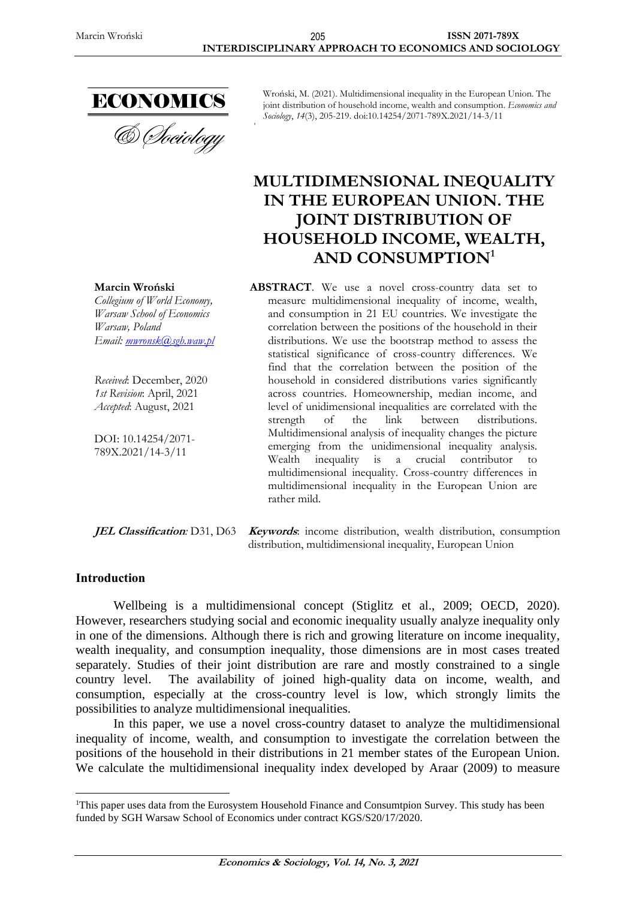Wroński, M. (2021). Multidimensional inequality in the European Union. The joint distribution of household income, wealth and consumption. *Economics and Sociology*, *14*(3), 205-219. doi:10.14254/2071-789X.2021/14-3/11

# MULTIDIMENSIONAL INEQUALITY IN THE EUROPEAN UNION. THE JOINT DISTRIBUTION OF HOUSEHOLD INCOME, WEALTH, AND CONSUMPTION[1]

**Marcin Wroński**
*Collegium of World Economy, Warsaw School of Economics Warsaw, Poland*
*Email: mwronsk@sgh.waw.pl*

*Received*: December, 2020
*1st Revision*: April, 2021
*Accepted*: August, 2021

DOI: 10.14254/2071-789X.2021/14-3/11

**ABSTRACT**. We use a novel cross-country data set to measure multidimensional inequality of income, wealth, and consumption in 21 EU countries. We investigate the correlation between the positions of the household in their distributions. We use the bootstrap method to assess the statistical significance of cross-country differences. We find that the correlation between the position of the household in considered distributions varies significantly across countries. Homeownership, median income, and level of unidimensional inequalities are correlated with the strength of the link between distributions. Multidimensional analysis of inequality changes the picture emerging from the unidimensional inequality analysis. Wealth inequality is a crucial contributor to multidimensional inequality. Cross-country differences in multidimensional inequality in the European Union are rather mild.

***JEL Classification**:* D31, D63 **Keywords**: income distribution, wealth distribution, consumption distribution, multidimensional inequality, European Union

## Introduction

Wellbeing is a multidimensional concept (Stiglitz et al., 2009; OECD, 2020). However, researchers studying social and economic inequality usually analyze inequality only in one of the dimensions. Although there is rich and growing literature on income inequality, wealth inequality, and consumption inequality, those dimensions are in most cases treated separately. Studies of their joint distribution are rare and mostly constrained to a single country level. The availability of joined high-quality data on income, wealth, and consumption, especially at the cross-country level is low, which strongly limits the possibilities to analyze multidimensional inequalities.

In this paper, we use a novel cross-country dataset to analyze the multidimensional inequality of income, wealth, and consumption to investigate the correlation between the positions of the household in their distributions in 21 member states of the European Union. We calculate the multidimensional inequality index developed by Araar (2009) to measure

[1]This paper uses data from the Eurosystem Household Finance and Consumtpion Survey. This study has been funded by SGH Warsaw School of Economics under contract KGS/S20/17/2020.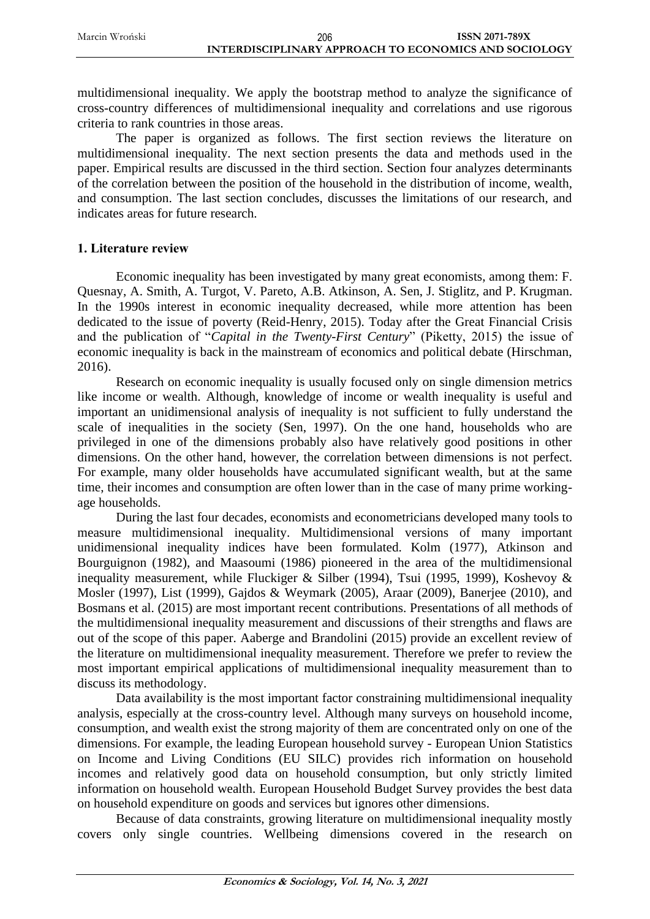multidimensional inequality. We apply the bootstrap method to analyze the significance of cross-country differences of multidimensional inequality and correlations and use rigorous criteria to rank countries in those areas.

The paper is organized as follows. The first section reviews the literature on multidimensional inequality. The next section presents the data and methods used in the paper. Empirical results are discussed in the third section. Section four analyzes determinants of the correlation between the position of the household in the distribution of income, wealth, and consumption. The last section concludes, discusses the limitations of our research, and indicates areas for future research.

## 1. Literature review

Economic inequality has been investigated by many great economists, among them: F. Quesnay, A. Smith, A. Turgot, V. Pareto, A.B. Atkinson, A. Sen, J. Stiglitz, and P. Krugman. In the 1990s interest in economic inequality decreased, while more attention has been dedicated to the issue of poverty (Reid-Henry, 2015). Today after the Great Financial Crisis and the publication of "*Capital in the Twenty-First Century*" (Piketty, 2015) the issue of economic inequality is back in the mainstream of economics and political debate (Hirschman, 2016).

Research on economic inequality is usually focused only on single dimension metrics like income or wealth. Although, knowledge of income or wealth inequality is useful and important an unidimensional analysis of inequality is not sufficient to fully understand the scale of inequalities in the society (Sen, 1997). On the one hand, households who are privileged in one of the dimensions probably also have relatively good positions in other dimensions. On the other hand, however, the correlation between dimensions is not perfect. For example, many older households have accumulated significant wealth, but at the same time, their incomes and consumption are often lower than in the case of many prime working-age households.

During the last four decades, economists and econometricians developed many tools to measure multidimensional inequality. Multidimensional versions of many important unidimensional inequality indices have been formulated. Kolm (1977), Atkinson and Bourguignon (1982), and Maasoumi (1986) pioneered in the area of the multidimensional inequality measurement, while Fluckiger & Silber (1994), Tsui (1995, 1999), Koshevoy & Mosler (1997), List (1999), Gajdos & Weymark (2005), Araar (2009), Banerjee (2010), and Bosmans et al. (2015) are most important recent contributions. Presentations of all methods of the multidimensional inequality measurement and discussions of their strengths and flaws are out of the scope of this paper. Aaberge and Brandolini (2015) provide an excellent review of the literature on multidimensional inequality measurement. Therefore we prefer to review the most important empirical applications of multidimensional inequality measurement than to discuss its methodology.

Data availability is the most important factor constraining multidimensional inequality analysis, especially at the cross-country level. Although many surveys on household income, consumption, and wealth exist the strong majority of them are concentrated only on one of the dimensions. For example, the leading European household survey - European Union Statistics on Income and Living Conditions (EU SILC) provides rich information on household incomes and relatively good data on household consumption, but only strictly limited information on household wealth. European Household Budget Survey provides the best data on household expenditure on goods and services but ignores other dimensions.

Because of data constraints, growing literature on multidimensional inequality mostly covers only single countries. Wellbeing dimensions covered in the research on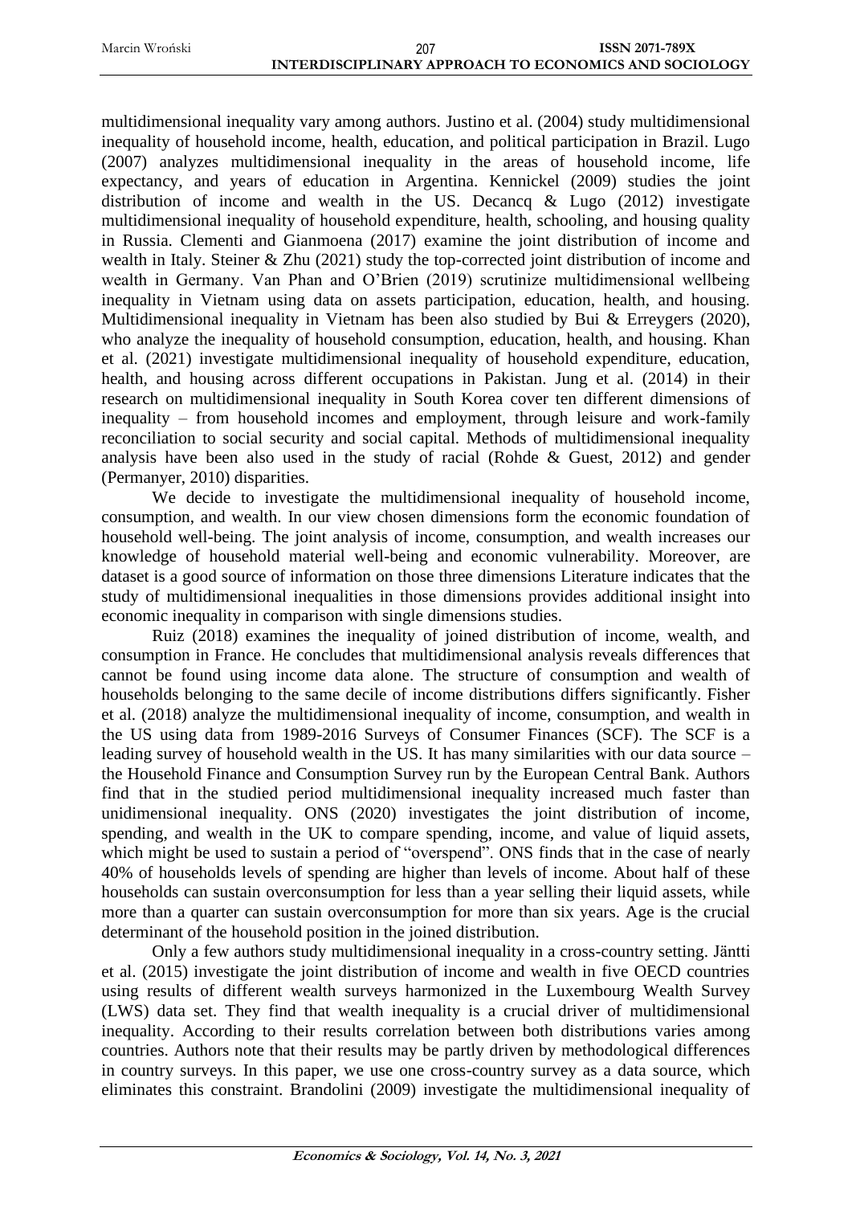multidimensional inequality vary among authors. Justino et al. (2004) study multidimensional inequality of household income, health, education, and political participation in Brazil. Lugo (2007) analyzes multidimensional inequality in the areas of household income, life expectancy, and years of education in Argentina. Kennickel (2009) studies the joint distribution of income and wealth in the US. Decancq & Lugo (2012) investigate multidimensional inequality of household expenditure, health, schooling, and housing quality in Russia. Clementi and Gianmoena (2017) examine the joint distribution of income and wealth in Italy. Steiner & Zhu (2021) study the top-corrected joint distribution of income and wealth in Germany. Van Phan and O'Brien (2019) scrutinize multidimensional wellbeing inequality in Vietnam using data on assets participation, education, health, and housing. Multidimensional inequality in Vietnam has been also studied by Bui & Erreygers (2020), who analyze the inequality of household consumption, education, health, and housing. Khan et al. (2021) investigate multidimensional inequality of household expenditure, education, health, and housing across different occupations in Pakistan. Jung et al. (2014) in their research on multidimensional inequality in South Korea cover ten different dimensions of inequality – from household incomes and employment, through leisure and work-family reconciliation to social security and social capital. Methods of multidimensional inequality analysis have been also used in the study of racial (Rohde & Guest, 2012) and gender (Permanyer, 2010) disparities.

We decide to investigate the multidimensional inequality of household income, consumption, and wealth. In our view chosen dimensions form the economic foundation of household well-being. The joint analysis of income, consumption, and wealth increases our knowledge of household material well-being and economic vulnerability. Moreover, are dataset is a good source of information on those three dimensions Literature indicates that the study of multidimensional inequalities in those dimensions provides additional insight into economic inequality in comparison with single dimensions studies.

Ruiz (2018) examines the inequality of joined distribution of income, wealth, and consumption in France. He concludes that multidimensional analysis reveals differences that cannot be found using income data alone. The structure of consumption and wealth of households belonging to the same decile of income distributions differs significantly. Fisher et al. (2018) analyze the multidimensional inequality of income, consumption, and wealth in the US using data from 1989-2016 Surveys of Consumer Finances (SCF). The SCF is a leading survey of household wealth in the US. It has many similarities with our data source – the Household Finance and Consumption Survey run by the European Central Bank. Authors find that in the studied period multidimensional inequality increased much faster than unidimensional inequality. ONS (2020) investigates the joint distribution of income, spending, and wealth in the UK to compare spending, income, and value of liquid assets, which might be used to sustain a period of "overspend". ONS finds that in the case of nearly 40% of households levels of spending are higher than levels of income. About half of these households can sustain overconsumption for less than a year selling their liquid assets, while more than a quarter can sustain overconsumption for more than six years. Age is the crucial determinant of the household position in the joined distribution.

Only a few authors study multidimensional inequality in a cross-country setting. Jäntti et al. (2015) investigate the joint distribution of income and wealth in five OECD countries using results of different wealth surveys harmonized in the Luxembourg Wealth Survey (LWS) data set. They find that wealth inequality is a crucial driver of multidimensional inequality. According to their results correlation between both distributions varies among countries. Authors note that their results may be partly driven by methodological differences in country surveys. In this paper, we use one cross-country survey as a data source, which eliminates this constraint. Brandolini (2009) investigate the multidimensional inequality of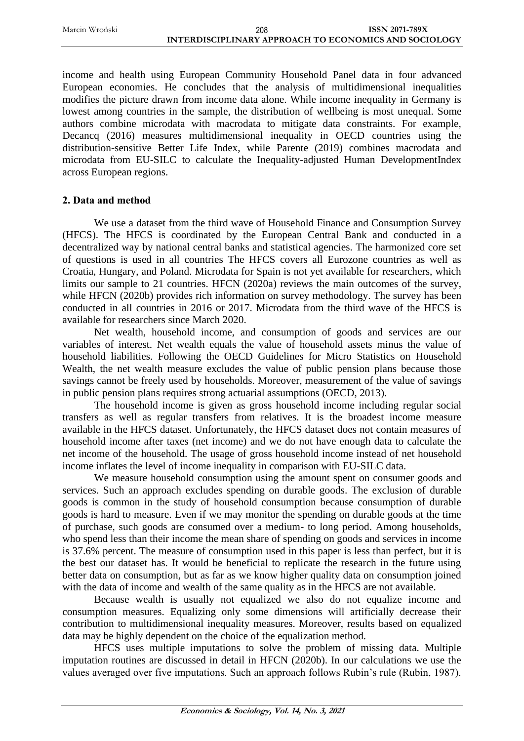income and health using European Community Household Panel data in four advanced European economies. He concludes that the analysis of multidimensional inequalities modifies the picture drawn from income data alone. While income inequality in Germany is lowest among countries in the sample, the distribution of wellbeing is most unequal. Some authors combine microdata with macrodata to mitigate data constraints. For example, Decancq (2016) measures multidimensional inequality in OECD countries using the distribution-sensitive Better Life Index, while Parente (2019) combines macrodata and microdata from EU-SILC to calculate the Inequality-adjusted Human DevelopmentIndex across European regions.

## 2. Data and method

We use a dataset from the third wave of Household Finance and Consumption Survey (HFCS). The HFCS is coordinated by the European Central Bank and conducted in a decentralized way by national central banks and statistical agencies. The harmonized core set of questions is used in all countries The HFCS covers all Eurozone countries as well as Croatia, Hungary, and Poland. Microdata for Spain is not yet available for researchers, which limits our sample to 21 countries. HFCN (2020a) reviews the main outcomes of the survey, while HFCN (2020b) provides rich information on survey methodology. The survey has been conducted in all countries in 2016 or 2017. Microdata from the third wave of the HFCS is available for researchers since March 2020.

Net wealth, household income, and consumption of goods and services are our variables of interest. Net wealth equals the value of household assets minus the value of household liabilities. Following the OECD Guidelines for Micro Statistics on Household Wealth, the net wealth measure excludes the value of public pension plans because those savings cannot be freely used by households. Moreover, measurement of the value of savings in public pension plans requires strong actuarial assumptions (OECD, 2013).

The household income is given as gross household income including regular social transfers as well as regular transfers from relatives. It is the broadest income measure available in the HFCS dataset. Unfortunately, the HFCS dataset does not contain measures of household income after taxes (net income) and we do not have enough data to calculate the net income of the household. The usage of gross household income instead of net household income inflates the level of income inequality in comparison with EU-SILC data.

We measure household consumption using the amount spent on consumer goods and services. Such an approach excludes spending on durable goods. The exclusion of durable goods is common in the study of household consumption because consumption of durable goods is hard to measure. Even if we may monitor the spending on durable goods at the time of purchase, such goods are consumed over a medium- to long period. Among households, who spend less than their income the mean share of spending on goods and services in income is 37.6% percent. The measure of consumption used in this paper is less than perfect, but it is the best our dataset has. It would be beneficial to replicate the research in the future using better data on consumption, but as far as we know higher quality data on consumption joined with the data of income and wealth of the same quality as in the HFCS are not available.

Because wealth is usually not equalized we also do not equalize income and consumption measures. Equalizing only some dimensions will artificially decrease their contribution to multidimensional inequality measures. Moreover, results based on equalized data may be highly dependent on the choice of the equalization method.

HFCS uses multiple imputations to solve the problem of missing data. Multiple imputation routines are discussed in detail in HFCN (2020b). In our calculations we use the values averaged over five imputations. Such an approach follows Rubin's rule (Rubin, 1987).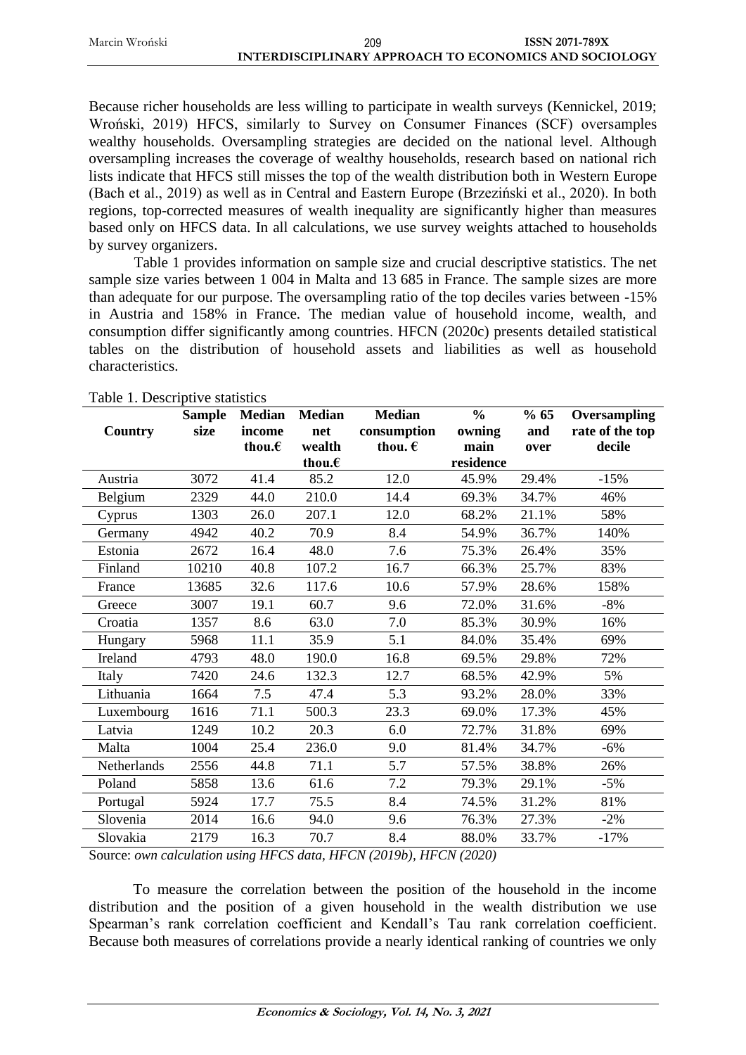Because richer households are less willing to participate in wealth surveys (Kennickel, 2019; Wroński, 2019) HFCS, similarly to Survey on Consumer Finances (SCF) oversamples wealthy households. Oversampling strategies are decided on the national level. Although oversampling increases the coverage of wealthy households, research based on national rich lists indicate that HFCS still misses the top of the wealth distribution both in Western Europe (Bach et al., 2019) as well as in Central and Eastern Europe (Brzeziński et al., 2020). In both regions, top-corrected measures of wealth inequality are significantly higher than measures based only on HFCS data. In all calculations, we use survey weights attached to households by survey organizers.

Table 1 provides information on sample size and crucial descriptive statistics. The net sample size varies between 1 004 in Malta and 13 685 in France. The sample sizes are more than adequate for our purpose. The oversampling ratio of the top deciles varies between -15% in Austria and 158% in France. The median value of household income, wealth, and consumption differ significantly among countries. HFCN (2020c) presents detailed statistical tables on the distribution of household assets and liabilities as well as household characteristics.

Table 1. Descriptive statistics

| Country | Sample size | Median income thou.€ | Median net wealth thou.€ | Median consumption thou. € | % owning main residence | % 65 and over | Oversampling rate of the top decile |
|---|---|---|---|---|---|---|---|
| Austria | 3072 | 41.4 | 85.2 | 12.0 | 45.9% | 29.4% | -15% |
| Belgium | 2329 | 44.0 | 210.0 | 14.4 | 69.3% | 34.7% | 46% |
| Cyprus | 1303 | 26.0 | 207.1 | 12.0 | 68.2% | 21.1% | 58% |
| Germany | 4942 | 40.2 | 70.9 | 8.4 | 54.9% | 36.7% | 140% |
| Estonia | 2672 | 16.4 | 48.0 | 7.6 | 75.3% | 26.4% | 35% |
| Finland | 10210 | 40.8 | 107.2 | 16.7 | 66.3% | 25.7% | 83% |
| France | 13685 | 32.6 | 117.6 | 10.6 | 57.9% | 28.6% | 158% |
| Greece | 3007 | 19.1 | 60.7 | 9.6 | 72.0% | 31.6% | -8% |
| Croatia | 1357 | 8.6 | 63.0 | 7.0 | 85.3% | 30.9% | 16% |
| Hungary | 5968 | 11.1 | 35.9 | 5.1 | 84.0% | 35.4% | 69% |
| Ireland | 4793 | 48.0 | 190.0 | 16.8 | 69.5% | 29.8% | 72% |
| Italy | 7420 | 24.6 | 132.3 | 12.7 | 68.5% | 42.9% | 5% |
| Lithuania | 1664 | 7.5 | 47.4 | 5.3 | 93.2% | 28.0% | 33% |
| Luxembourg | 1616 | 71.1 | 500.3 | 23.3 | 69.0% | 17.3% | 45% |
| Latvia | 1249 | 10.2 | 20.3 | 6.0 | 72.7% | 31.8% | 69% |
| Malta | 1004 | 25.4 | 236.0 | 9.0 | 81.4% | 34.7% | -6% |
| Netherlands | 2556 | 44.8 | 71.1 | 5.7 | 57.5% | 38.8% | 26% |
| Poland | 5858 | 13.6 | 61.6 | 7.2 | 79.3% | 29.1% | -5% |
| Portugal | 5924 | 17.7 | 75.5 | 8.4 | 74.5% | 31.2% | 81% |
| Slovenia | 2014 | 16.6 | 94.0 | 9.6 | 76.3% | 27.3% | -2% |
| Slovakia | 2179 | 16.3 | 70.7 | 8.4 | 88.0% | 33.7% | -17% |

Source: *own calculation using HFCS data, HFCN (2019b), HFCN (2020)*

To measure the correlation between the position of the household in the income distribution and the position of a given household in the wealth distribution we use Spearman's rank correlation coefficient and Kendall's Tau rank correlation coefficient. Because both measures of correlations provide a nearly identical ranking of countries we only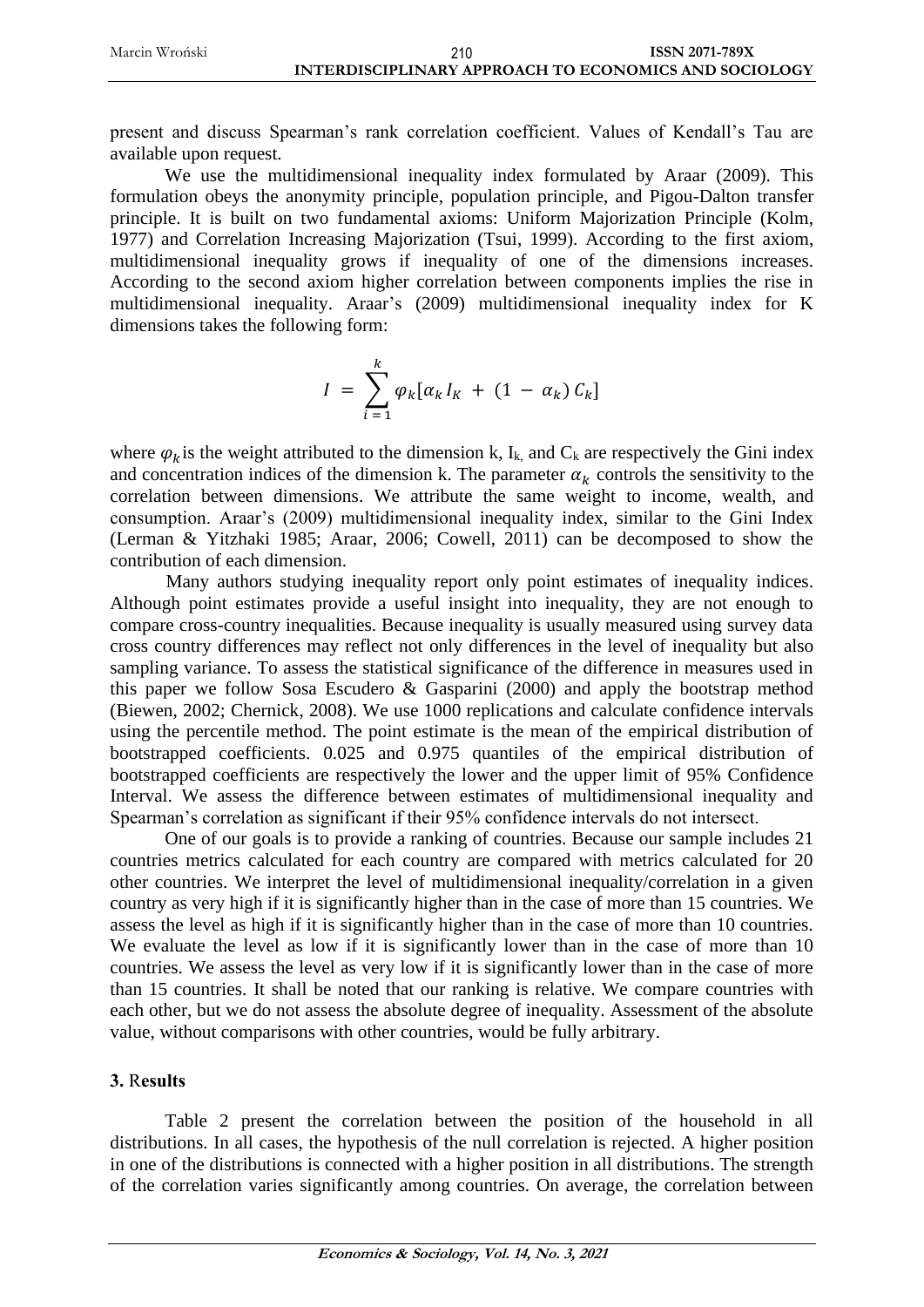present and discuss Spearman's rank correlation coefficient. Values of Kendall's Tau are available upon request.

We use the multidimensional inequality index formulated by Araar (2009). This formulation obeys the anonymity principle, population principle, and Pigou-Dalton transfer principle. It is built on two fundamental axioms: Uniform Majorization Principle (Kolm, 1977) and Correlation Increasing Majorization (Tsui, 1999). According to the first axiom, multidimensional inequality grows if inequality of one of the dimensions increases. According to the second axiom higher correlation between components implies the rise in multidimensional inequality. Araar's (2009) multidimensional inequality index for K dimensions takes the following form:

$$I = \sum_{i=1}^{k} \varphi_k [\alpha_k I_K + (1 - \alpha_k) C_k]$$

where $\varphi_k$ is the weight attributed to the dimension k, $I_k$, and $C_k$ are respectively the Gini index and concentration indices of the dimension k. The parameter $\alpha_k$ controls the sensitivity to the correlation between dimensions. We attribute the same weight to income, wealth, and consumption. Araar's (2009) multidimensional inequality index, similar to the Gini Index (Lerman & Yitzhaki 1985; Araar, 2006; Cowell, 2011) can be decomposed to show the contribution of each dimension.

Many authors studying inequality report only point estimates of inequality indices. Although point estimates provide a useful insight into inequality, they are not enough to compare cross-country inequalities. Because inequality is usually measured using survey data cross country differences may reflect not only differences in the level of inequality but also sampling variance. To assess the statistical significance of the difference in measures used in this paper we follow Sosa Escudero & Gasparini (2000) and apply the bootstrap method (Biewen, 2002; Chernick, 2008). We use 1000 replications and calculate confidence intervals using the percentile method. The point estimate is the mean of the empirical distribution of bootstrapped coefficients. 0.025 and 0.975 quantiles of the empirical distribution of bootstrapped coefficients are respectively the lower and the upper limit of 95% Confidence Interval. We assess the difference between estimates of multidimensional inequality and Spearman's correlation as significant if their 95% confidence intervals do not intersect.

One of our goals is to provide a ranking of countries. Because our sample includes 21 countries metrics calculated for each country are compared with metrics calculated for 20 other countries. We interpret the level of multidimensional inequality/correlation in a given country as very high if it is significantly higher than in the case of more than 15 countries. We assess the level as high if it is significantly higher than in the case of more than 10 countries. We evaluate the level as low if it is significantly lower than in the case of more than 10 countries. We assess the level as very low if it is significantly lower than in the case of more than 15 countries. It shall be noted that our ranking is relative. We compare countries with each other, but we do not assess the absolute degree of inequality. Assessment of the absolute value, without comparisons with other countries, would be fully arbitrary.

## 3. Results

Table 2 present the correlation between the position of the household in all distributions. In all cases, the hypothesis of the null correlation is rejected. A higher position in one of the distributions is connected with a higher position in all distributions. The strength of the correlation varies significantly among countries. On average, the correlation between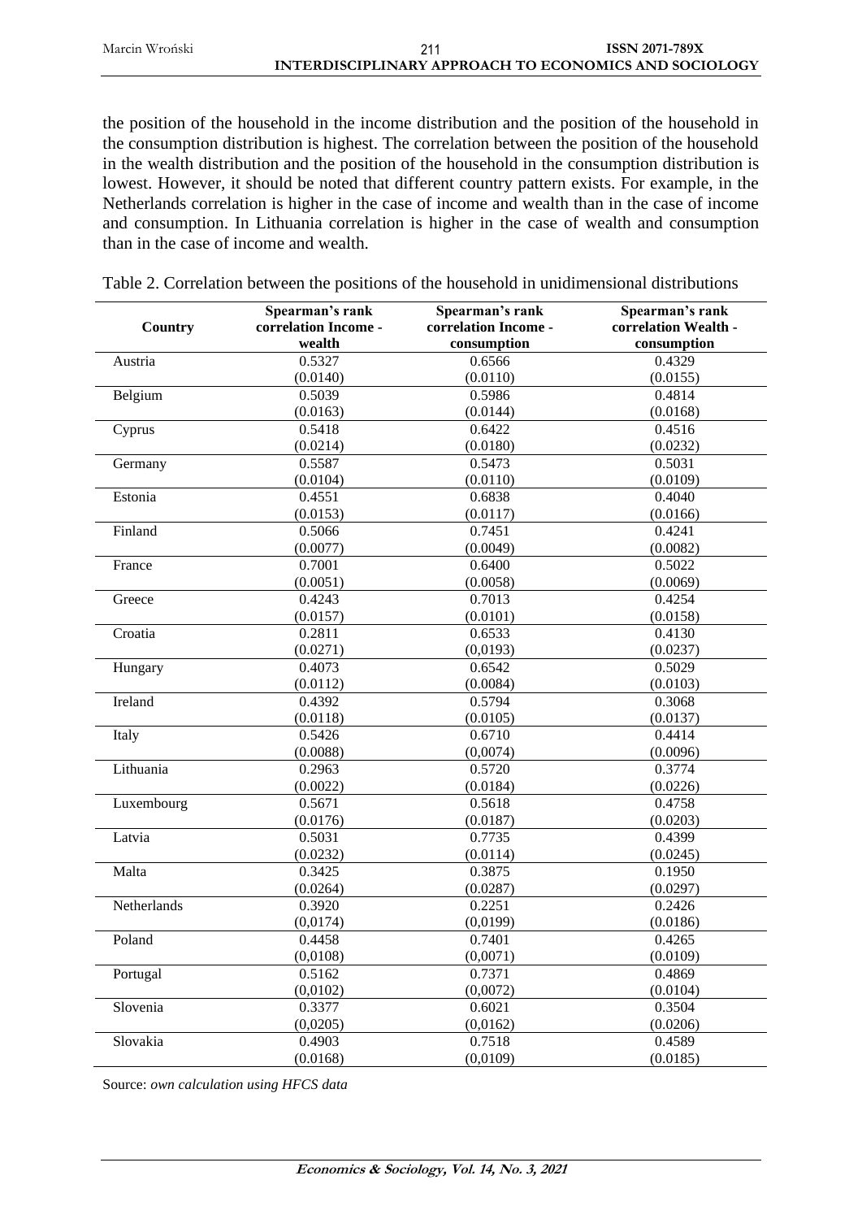the position of the household in the income distribution and the position of the household in the consumption distribution is highest. The correlation between the position of the household in the wealth distribution and the position of the household in the consumption distribution is lowest. However, it should be noted that different country pattern exists. For example, in the Netherlands correlation is higher in the case of income and wealth than in the case of income and consumption. In Lithuania correlation is higher in the case of wealth and consumption than in the case of income and wealth.

Table 2. Correlation between the positions of the household in unidimensional distributions

| Country | Spearman's rank correlation Income - wealth | Spearman's rank correlation Income - consumption | Spearman's rank correlation Wealth - consumption |
|---|---|---|---|
| Austria | 0.5327<br>(0.0140) | 0.6566<br>(0.0110) | 0.4329<br>(0.0155) |
| Belgium | 0.5039<br>(0.0163) | 0.5986<br>(0.0144) | 0.4814<br>(0.0168) |
| Cyprus | 0.5418<br>(0.0214) | 0.6422<br>(0.0180) | 0.4516<br>(0.0232) |
| Germany | 0.5587<br>(0.0104) | 0.5473<br>(0.0110) | 0.5031<br>(0.0109) |
| Estonia | 0.4551<br>(0.0153) | 0.6838<br>(0.0117) | 0.4040<br>(0.0166) |
| Finland | 0.5066<br>(0.0077) | 0.7451<br>(0.0049) | 0.4241<br>(0.0082) |
| France | 0.7001<br>(0.0051) | 0.6400<br>(0.0058) | 0.5022<br>(0.0069) |
| Greece | 0.4243<br>(0.0157) | 0.7013<br>(0.0101) | 0.4254<br>(0.0158) |
| Croatia | 0.2811<br>(0.0271) | 0.6533<br>(0,0193) | 0.4130<br>(0.0237) |
| Hungary | 0.4073<br>(0.0112) | 0.6542<br>(0.0084) | 0.5029<br>(0.0103) |
| Ireland | 0.4392<br>(0.0118) | 0.5794<br>(0.0105) | 0.3068<br>(0.0137) |
| Italy | 0.5426<br>(0.0088) | 0.6710<br>(0,0074) | 0.4414<br>(0.0096) |
| Lithuania | 0.2963<br>(0.0022) | 0.5720<br>(0.0184) | 0.3774<br>(0.0226) |
| Luxembourg | 0.5671<br>(0.0176) | 0.5618<br>(0.0187) | 0.4758<br>(0.0203) |
| Latvia | 0.5031<br>(0.0232) | 0.7735<br>(0.0114) | 0.4399<br>(0.0245) |
| Malta | 0.3425<br>(0.0264) | 0.3875<br>(0.0287) | 0.1950<br>(0.0297) |
| Netherlands | 0.3920<br>(0,0174) | 0.2251<br>(0,0199) | 0.2426<br>(0.0186) |
| Poland | 0.4458<br>(0,0108) | 0.7401<br>(0,0071) | 0.4265<br>(0.0109) |
| Portugal | 0.5162<br>(0,0102) | 0.7371<br>(0,0072) | 0.4869<br>(0.0104) |
| Slovenia | 0.3377<br>(0,0205) | 0.6021<br>(0,0162) | 0.3504<br>(0.0206) |
| Slovakia | 0.4903<br>(0.0168) | 0.7518<br>(0,0109) | 0.4589<br>(0.0185) |

Source: *own calculation using HFCS data*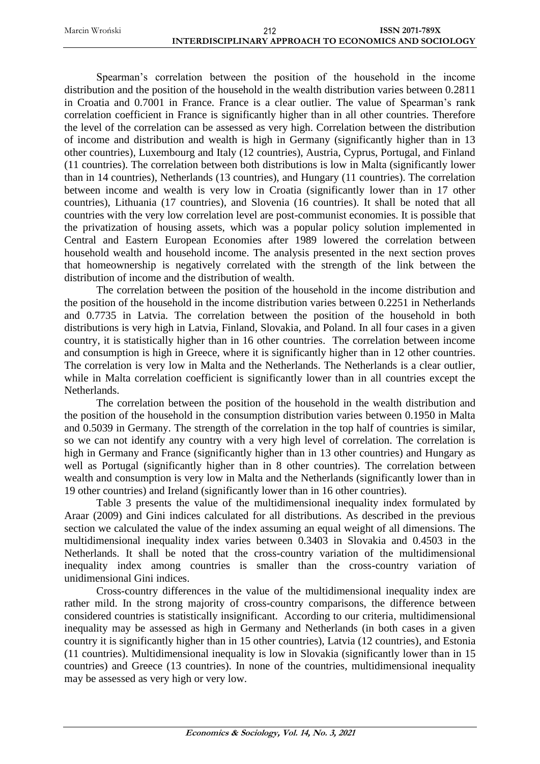Spearman's correlation between the position of the household in the income distribution and the position of the household in the wealth distribution varies between 0.2811 in Croatia and 0.7001 in France. France is a clear outlier. The value of Spearman's rank correlation coefficient in France is significantly higher than in all other countries. Therefore the level of the correlation can be assessed as very high. Correlation between the distribution of income and distribution and wealth is high in Germany (significantly higher than in 13 other countries), Luxembourg and Italy (12 countries), Austria, Cyprus, Portugal, and Finland (11 countries). The correlation between both distributions is low in Malta (significantly lower than in 14 countries), Netherlands (13 countries), and Hungary (11 countries). The correlation between income and wealth is very low in Croatia (significantly lower than in 17 other countries), Lithuania (17 countries), and Slovenia (16 countries). It shall be noted that all countries with the very low correlation level are post-communist economies. It is possible that the privatization of housing assets, which was a popular policy solution implemented in Central and Eastern European Economies after 1989 lowered the correlation between household wealth and household income. The analysis presented in the next section proves that homeownership is negatively correlated with the strength of the link between the distribution of income and the distribution of wealth.

The correlation between the position of the household in the income distribution and the position of the household in the income distribution varies between 0.2251 in Netherlands and 0.7735 in Latvia. The correlation between the position of the household in both distributions is very high in Latvia, Finland, Slovakia, and Poland. In all four cases in a given country, it is statistically higher than in 16 other countries. The correlation between income and consumption is high in Greece, where it is significantly higher than in 12 other countries. The correlation is very low in Malta and the Netherlands. The Netherlands is a clear outlier, while in Malta correlation coefficient is significantly lower than in all countries except the Netherlands.

The correlation between the position of the household in the wealth distribution and the position of the household in the consumption distribution varies between 0.1950 in Malta and 0.5039 in Germany. The strength of the correlation in the top half of countries is similar, so we can not identify any country with a very high level of correlation. The correlation is high in Germany and France (significantly higher than in 13 other countries) and Hungary as well as Portugal (significantly higher than in 8 other countries). The correlation between wealth and consumption is very low in Malta and the Netherlands (significantly lower than in 19 other countries) and Ireland (significantly lower than in 16 other countries).

Table 3 presents the value of the multidimensional inequality index formulated by Araar (2009) and Gini indices calculated for all distributions. As described in the previous section we calculated the value of the index assuming an equal weight of all dimensions. The multidimensional inequality index varies between 0.3403 in Slovakia and 0.4503 in the Netherlands. It shall be noted that the cross-country variation of the multidimensional inequality index among countries is smaller than the cross-country variation of unidimensional Gini indices.

Cross-country differences in the value of the multidimensional inequality index are rather mild. In the strong majority of cross-country comparisons, the difference between considered countries is statistically insignificant. According to our criteria, multidimensional inequality may be assessed as high in Germany and Netherlands (in both cases in a given country it is significantly higher than in 15 other countries), Latvia (12 countries), and Estonia (11 countries). Multidimensional inequality is low in Slovakia (significantly lower than in 15 countries) and Greece (13 countries). In none of the countries, multidimensional inequality may be assessed as very high or very low.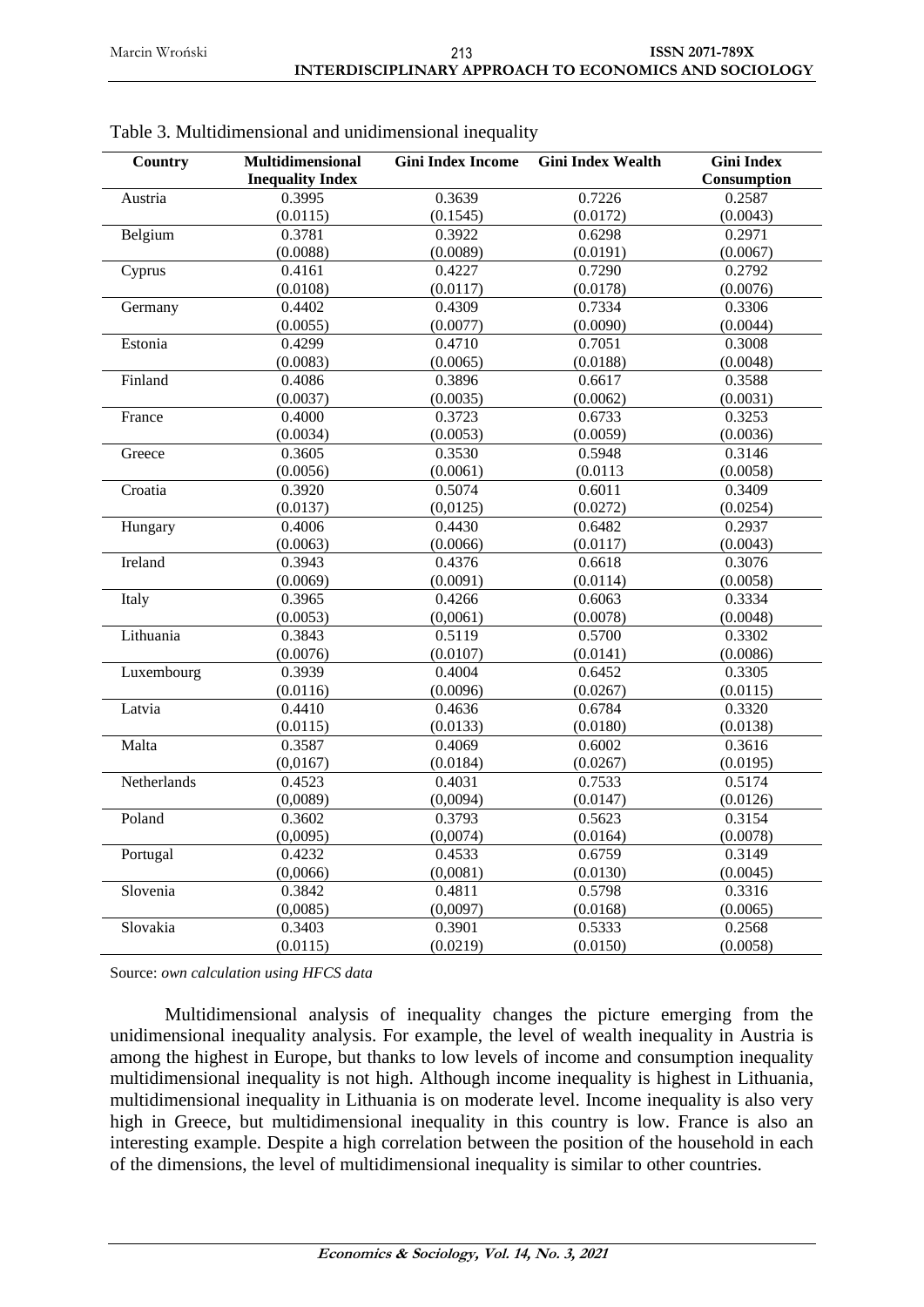Table 3. Multidimensional and unidimensional inequality

| Country | Multidimensional Inequality Index | Gini Index Income | Gini Index Wealth | Gini Index Consumption |
|---|---|---|---|---|
| Austria | 0.3995 | 0.3639 | 0.7226 | 0.2587 |
| | (0.0115) | (0.1545) | (0.0172) | (0.0043) |
| Belgium | 0.3781 | 0.3922 | 0.6298 | 0.2971 |
| | (0.0088) | (0.0089) | (0.0191) | (0.0067) |
| Cyprus | 0.4161 | 0.4227 | 0.7290 | 0.2792 |
| | (0.0108) | (0.0117) | (0.0178) | (0.0076) |
| Germany | 0.4402 | 0.4309 | 0.7334 | 0.3306 |
| | (0.0055) | (0.0077) | (0.0090) | (0.0044) |
| Estonia | 0.4299 | 0.4710 | 0.7051 | 0.3008 |
| | (0.0083) | (0.0065) | (0.0188) | (0.0048) |
| Finland | 0.4086 | 0.3896 | 0.6617 | 0.3588 |
| | (0.0037) | (0.0035) | (0.0062) | (0.0031) |
| France | 0.4000 | 0.3723 | 0.6733 | 0.3253 |
| | (0.0034) | (0.0053) | (0.0059) | (0.0036) |
| Greece | 0.3605 | 0.3530 | 0.5948 | 0.3146 |
| | (0.0056) | (0.0061) | (0.0113 | (0.0058) |
| Croatia | 0.3920 | 0.5074 | 0.6011 | 0.3409 |
| | (0.0137) | (0,0125) | (0.0272) | (0.0254) |
| Hungary | 0.4006 | 0.4430 | 0.6482 | 0.2937 |
| | (0.0063) | (0.0066) | (0.0117) | (0.0043) |
| Ireland | 0.3943 | 0.4376 | 0.6618 | 0.3076 |
| | (0.0069) | (0.0091) | (0.0114) | (0.0058) |
| Italy | 0.3965 | 0.4266 | 0.6063 | 0.3334 |
| | (0.0053) | (0,0061) | (0.0078) | (0.0048) |
| Lithuania | 0.3843 | 0.5119 | 0.5700 | 0.3302 |
| | (0.0076) | (0.0107) | (0.0141) | (0.0086) |
| Luxembourg | 0.3939 | 0.4004 | 0.6452 | 0.3305 |
| | (0.0116) | (0.0096) | (0.0267) | (0.0115) |
| Latvia | 0.4410 | 0.4636 | 0.6784 | 0.3320 |
| | (0.0115) | (0.0133) | (0.0180) | (0.0138) |
| Malta | 0.3587 | 0.4069 | 0.6002 | 0.3616 |
| | (0,0167) | (0.0184) | (0.0267) | (0.0195) |
| Netherlands | 0.4523 | 0.4031 | 0.7533 | 0.5174 |
| | (0,0089) | (0,0094) | (0.0147) | (0.0126) |
| Poland | 0.3602 | 0.3793 | 0.5623 | 0.3154 |
| | (0,0095) | (0,0074) | (0.0164) | (0.0078) |
| Portugal | 0.4232 | 0.4533 | 0.6759 | 0.3149 |
| | (0,0066) | (0,0081) | (0.0130) | (0.0045) |
| Slovenia | 0.3842 | 0.4811 | 0.5798 | 0.3316 |
| | (0,0085) | (0,0097) | (0.0168) | (0.0065) |
| Slovakia | 0.3403 | 0.3901 | 0.5333 | 0.2568 |
| | (0.0115) | (0.0219) | (0.0150) | (0.0058) |

Source: *own calculation using HFCS data*

Multidimensional analysis of inequality changes the picture emerging from the unidimensional inequality analysis. For example, the level of wealth inequality in Austria is among the highest in Europe, but thanks to low levels of income and consumption inequality multidimensional inequality is not high. Although income inequality is highest in Lithuania, multidimensional inequality in Lithuania is on moderate level. Income inequality is also very high in Greece, but multidimensional inequality in this country is low. France is also an interesting example. Despite a high correlation between the position of the household in each of the dimensions, the level of multidimensional inequality is similar to other countries.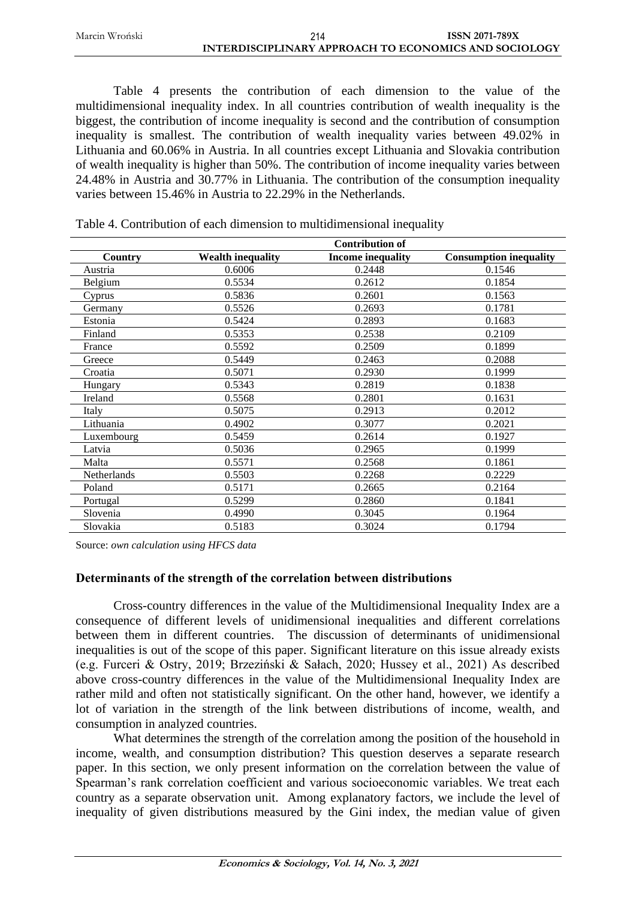Table 4 presents the contribution of each dimension to the value of the multidimensional inequality index. In all countries contribution of wealth inequality is the biggest, the contribution of income inequality is second and the contribution of consumption inequality is smallest. The contribution of wealth inequality varies between 49.02% in Lithuania and 60.06% in Austria. In all countries except Lithuania and Slovakia contribution of wealth inequality is higher than 50%. The contribution of income inequality varies between 24.48% in Austria and 30.77% in Lithuania. The contribution of the consumption inequality varies between 15.46% in Austria to 22.29% in the Netherlands.

Table 4. Contribution of each dimension to multidimensional inequality

| | Contribution of | | |
|---|---|---|---|
| **Country** | **Wealth inequality** | **Income inequality** | **Consumption inequality** |
| Austria | 0.6006 | 0.2448 | 0.1546 |
| Belgium | 0.5534 | 0.2612 | 0.1854 |
| Cyprus | 0.5836 | 0.2601 | 0.1563 |
| Germany | 0.5526 | 0.2693 | 0.1781 |
| Estonia | 0.5424 | 0.2893 | 0.1683 |
| Finland | 0.5353 | 0.2538 | 0.2109 |
| France | 0.5592 | 0.2509 | 0.1899 |
| Greece | 0.5449 | 0.2463 | 0.2088 |
| Croatia | 0.5071 | 0.2930 | 0.1999 |
| Hungary | 0.5343 | 0.2819 | 0.1838 |
| Ireland | 0.5568 | 0.2801 | 0.1631 |
| Italy | 0.5075 | 0.2913 | 0.2012 |
| Lithuania | 0.4902 | 0.3077 | 0.2021 |
| Luxembourg | 0.5459 | 0.2614 | 0.1927 |
| Latvia | 0.5036 | 0.2965 | 0.1999 |
| Malta | 0.5571 | 0.2568 | 0.1861 |
| Netherlands | 0.5503 | 0.2268 | 0.2229 |
| Poland | 0.5171 | 0.2665 | 0.2164 |
| Portugal | 0.5299 | 0.2860 | 0.1841 |
| Slovenia | 0.4990 | 0.3045 | 0.1964 |
| Slovakia | 0.5183 | 0.3024 | 0.1794 |

Source: *own calculation using HFCS data*

### Determinants of the strength of the correlation between distributions

Cross-country differences in the value of the Multidimensional Inequality Index are a consequence of different levels of unidimensional inequalities and different correlations between them in different countries. The discussion of determinants of unidimensional inequalities is out of the scope of this paper. Significant literature on this issue already exists (e.g. Furceri & Ostry, 2019; Brzeziński & Sałach, 2020; Hussey et al., 2021) As described above cross-country differences in the value of the Multidimensional Inequality Index are rather mild and often not statistically significant. On the other hand, however, we identify a lot of variation in the strength of the link between distributions of income, wealth, and consumption in analyzed countries.

What determines the strength of the correlation among the position of the household in income, wealth, and consumption distribution? This question deserves a separate research paper. In this section, we only present information on the correlation between the value of Spearman's rank correlation coefficient and various socioeconomic variables. We treat each country as a separate observation unit. Among explanatory factors, we include the level of inequality of given distributions measured by the Gini index, the median value of given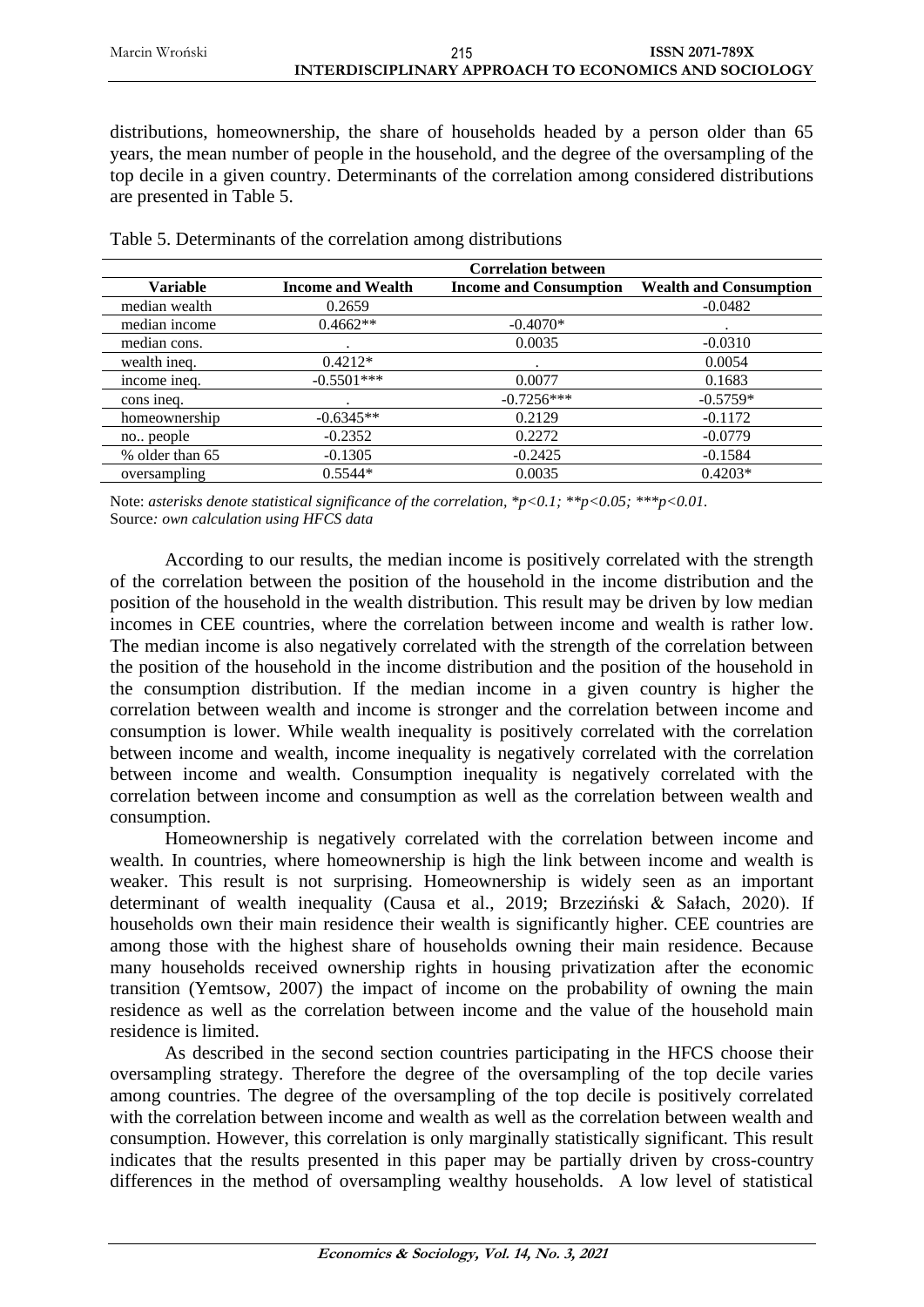distributions, homeownership, the share of households headed by a person older than 65 years, the mean number of people in the household, and the degree of the oversampling of the top decile in a given country. Determinants of the correlation among considered distributions are presented in Table 5.

Table 5. Determinants of the correlation among distributions

| | Correlation between | | |
|---|---|---|---|
| **Variable** | **Income and Wealth** | **Income and Consumption** | **Wealth and Consumption** |
| median wealth | 0.2659 | | -0.0482 |
| median income | 0.4662** | -0.4070* | . |
| median cons. | . | 0.0035 | -0.0310 |
| wealth ineq. | 0.4212* | . | 0.0054 |
| income ineq. | -0.5501*** | 0.0077 | 0.1683 |
| cons ineq. | . | -0.7256*** | -0.5759* |
| homeownership | -0.6345** | 0.2129 | -0.1172 |
| no.. people | -0.2352 | 0.2272 | -0.0779 |
| % older than 65 | -0.1305 | -0.2425 | -0.1584 |
| oversampling | 0.5544* | 0.0035 | 0.4203* |

Note: *asterisks denote statistical significance of the correlation, *p<0.1; **p<0.05; ***p<0.01.*
Source*: own calculation using HFCS data*

According to our results, the median income is positively correlated with the strength of the correlation between the position of the household in the income distribution and the position of the household in the wealth distribution. This result may be driven by low median incomes in CEE countries, where the correlation between income and wealth is rather low. The median income is also negatively correlated with the strength of the correlation between the position of the household in the income distribution and the position of the household in the consumption distribution. If the median income in a given country is higher the correlation between wealth and income is stronger and the correlation between income and consumption is lower. While wealth inequality is positively correlated with the correlation between income and wealth, income inequality is negatively correlated with the correlation between income and wealth. Consumption inequality is negatively correlated with the correlation between income and consumption as well as the correlation between wealth and consumption.

Homeownership is negatively correlated with the correlation between income and wealth. In countries, where homeownership is high the link between income and wealth is weaker. This result is not surprising. Homeownership is widely seen as an important determinant of wealth inequality (Causa et al., 2019; Brzeziński & Sałach, 2020). If households own their main residence their wealth is significantly higher. CEE countries are among those with the highest share of households owning their main residence. Because many households received ownership rights in housing privatization after the economic transition (Yemtsow, 2007) the impact of income on the probability of owning the main residence as well as the correlation between income and the value of the household main residence is limited.

As described in the second section countries participating in the HFCS choose their oversampling strategy. Therefore the degree of the oversampling of the top decile varies among countries. The degree of the oversampling of the top decile is positively correlated with the correlation between income and wealth as well as the correlation between wealth and consumption. However, this correlation is only marginally statistically significant. This result indicates that the results presented in this paper may be partially driven by cross-country differences in the method of oversampling wealthy households. A low level of statistical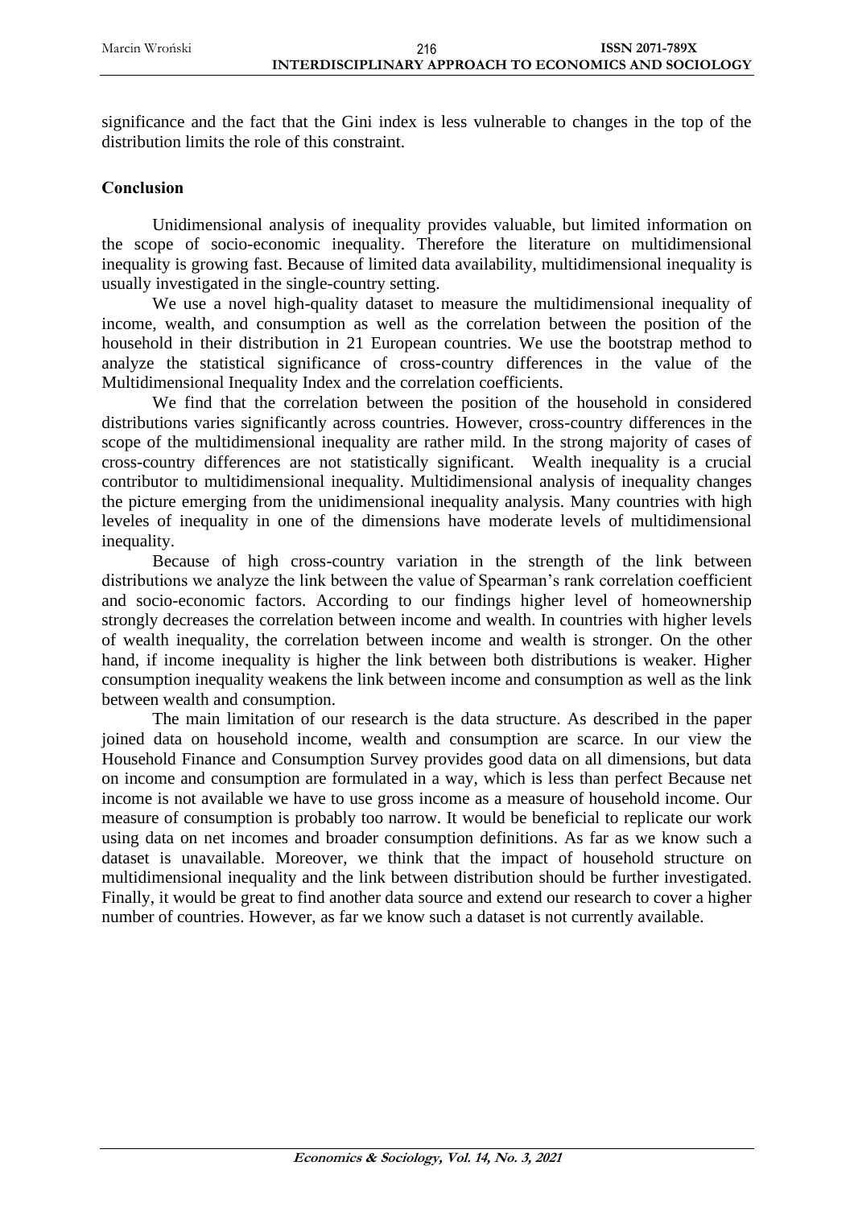significance and the fact that the Gini index is less vulnerable to changes in the top of the distribution limits the role of this constraint.

## Conclusion

Unidimensional analysis of inequality provides valuable, but limited information on the scope of socio-economic inequality. Therefore the literature on multidimensional inequality is growing fast. Because of limited data availability, multidimensional inequality is usually investigated in the single-country setting.

We use a novel high-quality dataset to measure the multidimensional inequality of income, wealth, and consumption as well as the correlation between the position of the household in their distribution in 21 European countries. We use the bootstrap method to analyze the statistical significance of cross-country differences in the value of the Multidimensional Inequality Index and the correlation coefficients.

We find that the correlation between the position of the household in considered distributions varies significantly across countries. However, cross-country differences in the scope of the multidimensional inequality are rather mild. In the strong majority of cases of cross-country differences are not statistically significant. Wealth inequality is a crucial contributor to multidimensional inequality. Multidimensional analysis of inequality changes the picture emerging from the unidimensional inequality analysis. Many countries with high leveles of inequality in one of the dimensions have moderate levels of multidimensional inequality.

Because of high cross-country variation in the strength of the link between distributions we analyze the link between the value of Spearman's rank correlation coefficient and socio-economic factors. According to our findings higher level of homeownership strongly decreases the correlation between income and wealth. In countries with higher levels of wealth inequality, the correlation between income and wealth is stronger. On the other hand, if income inequality is higher the link between both distributions is weaker. Higher consumption inequality weakens the link between income and consumption as well as the link between wealth and consumption.

The main limitation of our research is the data structure. As described in the paper joined data on household income, wealth and consumption are scarce. In our view the Household Finance and Consumption Survey provides good data on all dimensions, but data on income and consumption are formulated in a way, which is less than perfect Because net income is not available we have to use gross income as a measure of household income. Our measure of consumption is probably too narrow. It would be beneficial to replicate our work using data on net incomes and broader consumption definitions. As far as we know such a dataset is unavailable. Moreover, we think that the impact of household structure on multidimensional inequality and the link between distribution should be further investigated. Finally, it would be great to find another data source and extend our research to cover a higher number of countries. However, as far we know such a dataset is not currently available.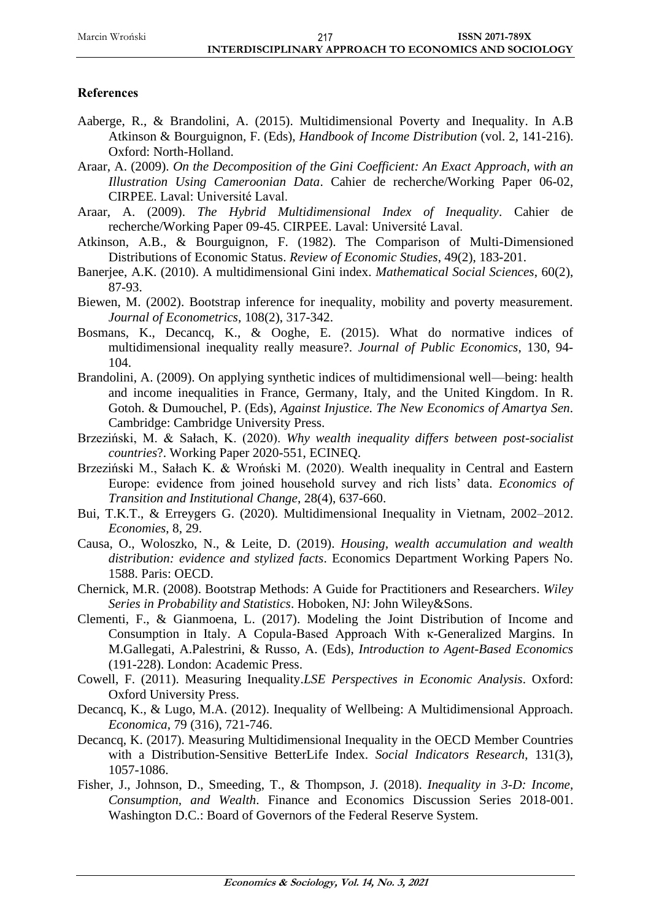## References

Aaberge, R., & Brandolini, A. (2015). Multidimensional Poverty and Inequality. In A.B Atkinson & Bourguignon, F. (Eds), *Handbook of Income Distribution* (vol. 2, 141-216). Oxford: North-Holland.

Araar, A. (2009). *On the Decomposition of the Gini Coefficient: An Exact Approach, with an Illustration Using Cameroonian Data*. Cahier de recherche/Working Paper 06-02, CIRPEE. Laval: Université Laval.

Araar, A. (2009). *The Hybrid Multidimensional Index of Inequality*. Cahier de recherche/Working Paper 09-45. CIRPEE. Laval: Université Laval.

Atkinson, A.B., & Bourguignon, F. (1982). The Comparison of Multi-Dimensioned Distributions of Economic Status. *Review of Economic Studies*, 49(2), 183-201.

Banerjee, A.K. (2010). A multidimensional Gini index. *Mathematical Social Sciences*, 60(2), 87-93.

Biewen, M. (2002). Bootstrap inference for inequality, mobility and poverty measurement. *Journal of Econometrics*, 108(2), 317-342.

Bosmans, K., Decancq, K., & Ooghe, E. (2015). What do normative indices of multidimensional inequality really measure?. *Journal of Public Economics*, 130, 94-104.

Brandolini, A. (2009). On applying synthetic indices of multidimensional well—being: health and income inequalities in France, Germany, Italy, and the United Kingdom. In R. Gotoh. & Dumouchel, P. (Eds), *Against Injustice. The New Economics of Amartya Sen*. Cambridge: Cambridge University Press.

Brzeziński, M. & Sałach, K. (2020). *Why wealth inequality differs between post-socialist countries*?. Working Paper 2020-551, ECINEQ.

Brzeziński M., Sałach K. & Wroński M. (2020). Wealth inequality in Central and Eastern Europe: evidence from joined household survey and rich lists' data. *Economics of Transition and Institutional Change*, 28(4), 637-660.

Bui, T.K.T., & Erreygers G. (2020). Multidimensional Inequality in Vietnam, 2002–2012. *Economies*, 8, 29.

Causa, O., Woloszko, N., & Leite, D. (2019). *Housing, wealth accumulation and wealth distribution: evidence and stylized facts*. Economics Department Working Papers No. 1588. Paris: OECD.

Chernick, M.R. (2008). Bootstrap Methods: A Guide for Practitioners and Researchers. *Wiley Series in Probability and Statistics*. Hoboken, NJ: John Wiley&Sons.

Clementi, F., & Gianmoena, L. (2017). Modeling the Joint Distribution of Income and Consumption in Italy. A Copula-Based Approach With κ-Generalized Margins. In M.Gallegati, A.Palestrini, & Russo, A. (Eds), *Introduction to Agent-Based Economics* (191-228). London: Academic Press.

Cowell, F. (2011). Measuring Inequality.*LSE Perspectives in Economic Analysis*. Oxford: Oxford University Press.

Decancq, K., & Lugo, M.A. (2012). Inequality of Wellbeing: A Multidimensional Approach. *Economica*, 79 (316), 721-746.

Decancq, K. (2017). Measuring Multidimensional Inequality in the OECD Member Countries with a Distribution-Sensitive BetterLife Index. *Social Indicators Research*, 131(3), 1057-1086.

Fisher, J., Johnson, D., Smeeding, T., & Thompson, J. (2018). *Inequality in 3-D: Income, Consumption, and Wealth*. Finance and Economics Discussion Series 2018-001. Washington D.C.: Board of Governors of the Federal Reserve System.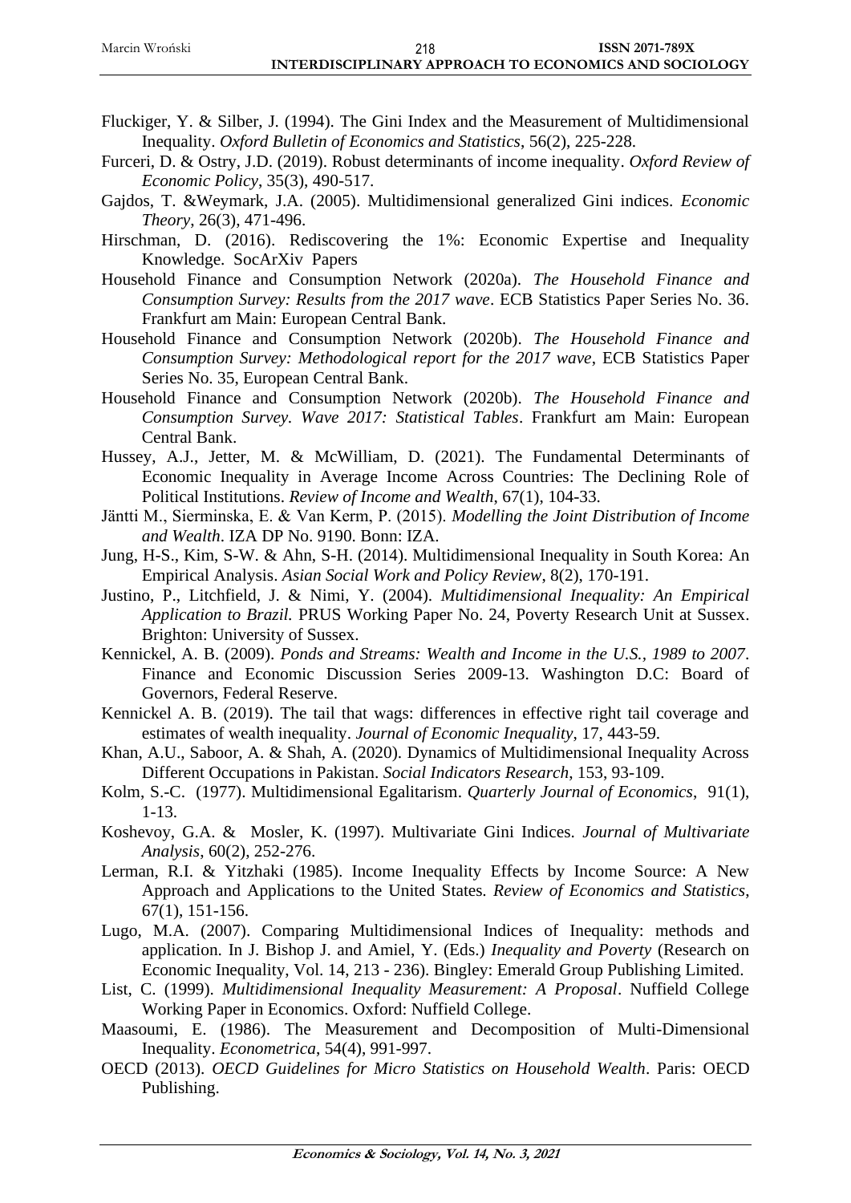Fluckiger, Y. & Silber, J. (1994). The Gini Index and the Measurement of Multidimensional Inequality. *Oxford Bulletin of Economics and Statistics*, 56(2), 225-228.

Furceri, D. & Ostry, J.D. (2019). Robust determinants of income inequality. *Oxford Review of Economic Policy*, 35(3), 490-517.

Gajdos, T. &Weymark, J.A. (2005). Multidimensional generalized Gini indices. *Economic Theory*, 26(3), 471-496.

Hirschman, D. (2016). Rediscovering the 1%: Economic Expertise and Inequality Knowledge. SocArXiv Papers

Household Finance and Consumption Network (2020a). *The Household Finance and Consumption Survey: Results from the 2017 wave*. ECB Statistics Paper Series No. 36. Frankfurt am Main: European Central Bank.

Household Finance and Consumption Network (2020b). *The Household Finance and Consumption Survey: Methodological report for the 2017 wave*, ECB Statistics Paper Series No. 35, European Central Bank.

Household Finance and Consumption Network (2020b). *The Household Finance and Consumption Survey. Wave 2017: Statistical Tables*. Frankfurt am Main: European Central Bank.

Hussey, A.J., Jetter, M. & McWilliam, D. (2021). The Fundamental Determinants of Economic Inequality in Average Income Across Countries: The Declining Role of Political Institutions. *Review of Income and Wealth*, 67(1), 104-33.

Jäntti M., Sierminska, E. & Van Kerm, P. (2015). *Modelling the Joint Distribution of Income and Wealth*. IZA DP No. 9190. Bonn: IZA.

Jung, H-S., Kim, S-W. & Ahn, S-H. (2014). Multidimensional Inequality in South Korea: An Empirical Analysis. *Asian Social Work and Policy Review*, 8(2), 170-191.

Justino, P., Litchfield, J. & Nimi, Y. (2004). *Multidimensional Inequality: An Empirical Application to Brazil.* PRUS Working Paper No. 24, Poverty Research Unit at Sussex. Brighton: University of Sussex.

Kennickel, A. B. (2009). *Ponds and Streams: Wealth and Income in the U.S., 1989 to 2007*. Finance and Economic Discussion Series 2009-13. Washington D.C: Board of Governors, Federal Reserve.

Kennickel A. B. (2019). The tail that wags: differences in effective right tail coverage and estimates of wealth inequality. *Journal of Economic Inequality*, 17, 443-59.

Khan, A.U., Saboor, A. & Shah, A. (2020). Dynamics of Multidimensional Inequality Across Different Occupations in Pakistan. *Social Indicators Research*, 153, 93-109.

Kolm, S.-C. (1977). Multidimensional Egalitarism. *Quarterly Journal of Economics*, 91(1), 1-13.

Koshevoy, G.A. & Mosler, K. (1997). Multivariate Gini Indices. *Journal of Multivariate Analysis*, 60(2), 252-276.

Lerman, R.I. & Yitzhaki (1985). Income Inequality Effects by Income Source: A New Approach and Applications to the United States. *Review of Economics and Statistics*, 67(1), 151-156.

Lugo, M.A. (2007). Comparing Multidimensional Indices of Inequality: methods and application. In J. Bishop J. and Amiel, Y. (Eds.) *Inequality and Poverty* (Research on Economic Inequality, Vol. 14, 213 - 236). Bingley: Emerald Group Publishing Limited.

List, C. (1999). *Multidimensional Inequality Measurement: A Proposal*. Nuffield College Working Paper in Economics. Oxford: Nuffield College.

Maasoumi, E. (1986). The Measurement and Decomposition of Multi-Dimensional Inequality. *Econometrica*, 54(4), 991-997.

OECD (2013). *OECD Guidelines for Micro Statistics on Household Wealth*. Paris: OECD Publishing.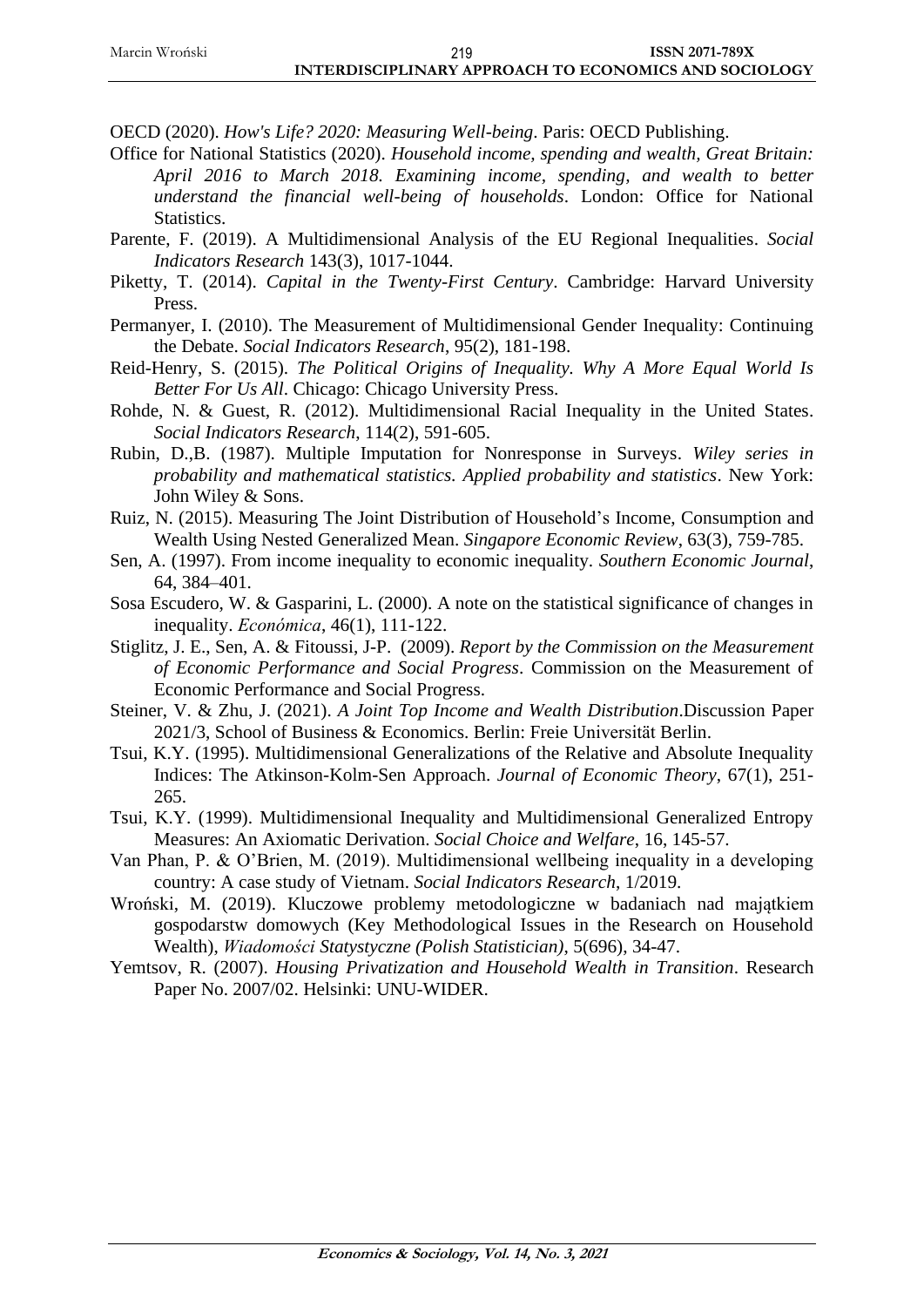OECD (2020). *How's Life? 2020: Measuring Well-being*. Paris: OECD Publishing.

Office for National Statistics (2020). *Household income, spending and wealth, Great Britain: April 2016 to March 2018. Examining income, spending, and wealth to better understand the financial well-being of households*. London: Office for National Statistics.

Parente, F. (2019). A Multidimensional Analysis of the EU Regional Inequalities. *Social Indicators Research* 143(3), 1017-1044.

Piketty, T. (2014). *Capital in the Twenty-First Century*. Cambridge: Harvard University Press.

Permanyer, I. (2010). The Measurement of Multidimensional Gender Inequality: Continuing the Debate. *Social Indicators Research*, 95(2), 181-198.

Reid-Henry, S. (2015). *The Political Origins of Inequality. Why A More Equal World Is Better For Us All*. Chicago: Chicago University Press.

Rohde, N. & Guest, R. (2012). Multidimensional Racial Inequality in the United States. *Social Indicators Research*, 114(2), 591-605.

Rubin, D.,B. (1987). Multiple Imputation for Nonresponse in Surveys. *Wiley series in probability and mathematical statistics. Applied probability and statistics*. New York: John Wiley & Sons.

Ruiz, N. (2015). Measuring The Joint Distribution of Household's Income, Consumption and Wealth Using Nested Generalized Mean. *Singapore Economic Review*, 63(3), 759-785.

Sen, A. (1997). From income inequality to economic inequality. *Southern Economic Journal*, 64, 384–401.

Sosa Escudero, W. & Gasparini, L. (2000). A note on the statistical significance of changes in inequality. *Económica*, 46(1), 111-122.

Stiglitz, J. E., Sen, A. & Fitoussi, J-P. (2009). *Report by the Commission on the Measurement of Economic Performance and Social Progress*. Commission on the Measurement of Economic Performance and Social Progress.

Steiner, V. & Zhu, J. (2021). *A Joint Top Income and Wealth Distribution*.Discussion Paper 2021/3, School of Business & Economics. Berlin: Freie Universität Berlin.

Tsui, K.Y. (1995). Multidimensional Generalizations of the Relative and Absolute Inequality Indices: The Atkinson-Kolm-Sen Approach. *Journal of Economic Theory*, 67(1), 251-265.

Tsui, K.Y. (1999). Multidimensional Inequality and Multidimensional Generalized Entropy Measures: An Axiomatic Derivation. *Social Choice and Welfare*, 16, 145-57.

Van Phan, P. & O'Brien, M. (2019). Multidimensional wellbeing inequality in a developing country: A case study of Vietnam. *Social Indicators Research*, 1/2019.

Wroński, M. (2019). Kluczowe problemy metodologiczne w badaniach nad majątkiem gospodarstw domowych (Key Methodological Issues in the Research on Household Wealth), *Wiadomości Statystyczne (Polish Statistician)*, 5(696), 34-47.

Yemtsov, R. (2007). *Housing Privatization and Household Wealth in Transition*. Research Paper No. 2007/02. Helsinki: UNU-WIDER.